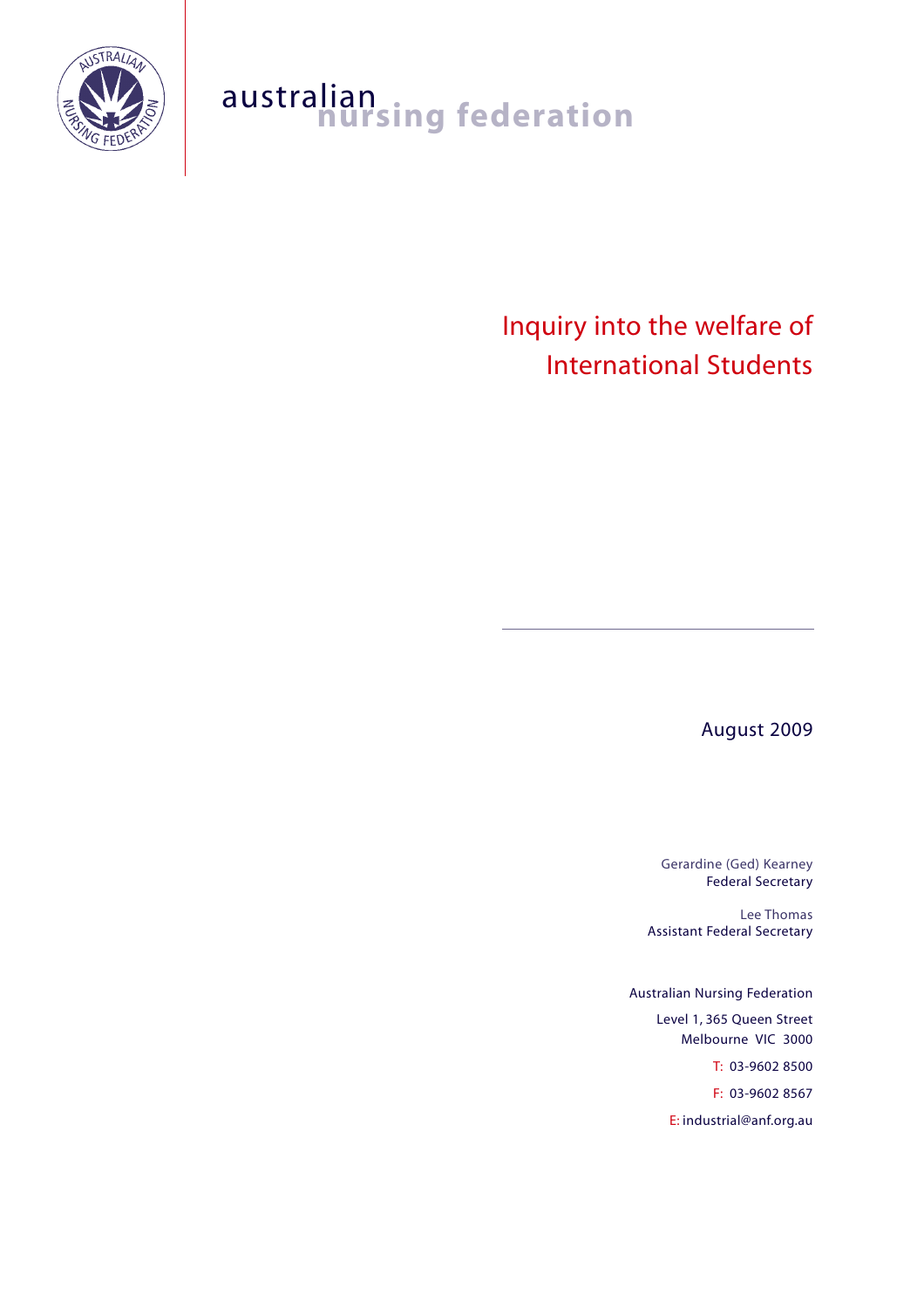australian nursing federation

# Inquiry into the welfare of International Students

August 2009

Gerardine (Ged) Kearney
Federal Secretary

Lee Thomas
Assistant Federal Secretary

Australian Nursing Federation

Level 1, 365 Queen Street
Melbourne VIC 3000

T: 03-9602 8500

F: 03-9602 8567

E: industrial@anf.org.au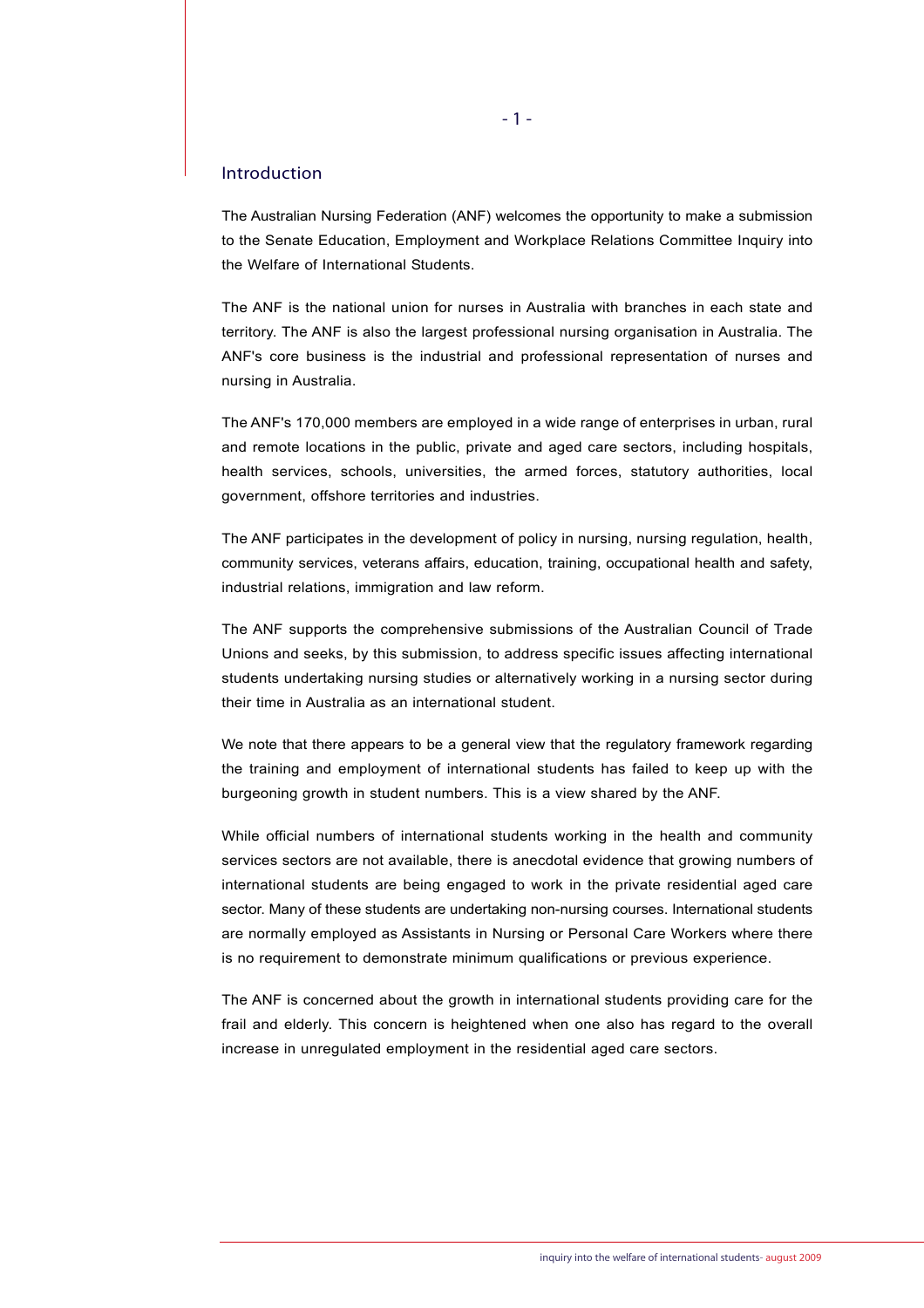## Introduction

The Australian Nursing Federation (ANF) welcomes the opportunity to make a submission to the Senate Education, Employment and Workplace Relations Committee Inquiry into the Welfare of International Students.

The ANF is the national union for nurses in Australia with branches in each state and territory. The ANF is also the largest professional nursing organisation in Australia. The ANF's core business is the industrial and professional representation of nurses and nursing in Australia.

The ANF's 170,000 members are employed in a wide range of enterprises in urban, rural and remote locations in the public, private and aged care sectors, including hospitals, health services, schools, universities, the armed forces, statutory authorities, local government, offshore territories and industries.

The ANF participates in the development of policy in nursing, nursing regulation, health, community services, veterans affairs, education, training, occupational health and safety, industrial relations, immigration and law reform.

The ANF supports the comprehensive submissions of the Australian Council of Trade Unions and seeks, by this submission, to address specific issues affecting international students undertaking nursing studies or alternatively working in a nursing sector during their time in Australia as an international student.

We note that there appears to be a general view that the regulatory framework regarding the training and employment of international students has failed to keep up with the burgeoning growth in student numbers. This is a view shared by the ANF.

While official numbers of international students working in the health and community services sectors are not available, there is anecdotal evidence that growing numbers of international students are being engaged to work in the private residential aged care sector. Many of these students are undertaking non-nursing courses. International students are normally employed as Assistants in Nursing or Personal Care Workers where there is no requirement to demonstrate minimum qualifications or previous experience.

The ANF is concerned about the growth in international students providing care for the frail and elderly. This concern is heightened when one also has regard to the overall increase in unregulated employment in the residential aged care sectors.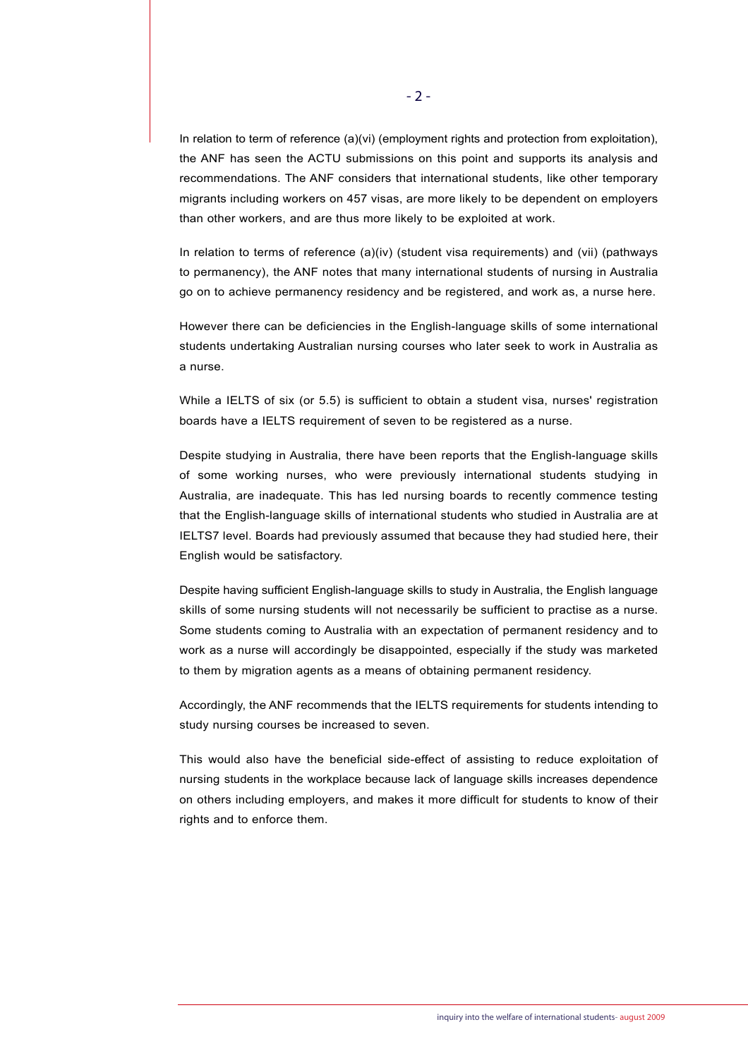In relation to term of reference (a)(vi) (employment rights and protection from exploitation), the ANF has seen the ACTU submissions on this point and supports its analysis and recommendations. The ANF considers that international students, like other temporary migrants including workers on 457 visas, are more likely to be dependent on employers than other workers, and are thus more likely to be exploited at work.

In relation to terms of reference (a)(iv) (student visa requirements) and (vii) (pathways to permanency), the ANF notes that many international students of nursing in Australia go on to achieve permanency residency and be registered, and work as, a nurse here.

However there can be deficiencies in the English-language skills of some international students undertaking Australian nursing courses who later seek to work in Australia as a nurse.

While a IELTS of six (or 5.5) is sufficient to obtain a student visa, nurses' registration boards have a IELTS requirement of seven to be registered as a nurse.

Despite studying in Australia, there have been reports that the English-language skills of some working nurses, who were previously international students studying in Australia, are inadequate. This has led nursing boards to recently commence testing that the English-language skills of international students who studied in Australia are at IELTS7 level. Boards had previously assumed that because they had studied here, their English would be satisfactory.

Despite having sufficient English-language skills to study in Australia, the English language skills of some nursing students will not necessarily be sufficient to practise as a nurse. Some students coming to Australia with an expectation of permanent residency and to work as a nurse will accordingly be disappointed, especially if the study was marketed to them by migration agents as a means of obtaining permanent residency.

Accordingly, the ANF recommends that the IELTS requirements for students intending to study nursing courses be increased to seven.

This would also have the beneficial side-effect of assisting to reduce exploitation of nursing students in the workplace because lack of language skills increases dependence on others including employers, and makes it more difficult for students to know of their rights and to enforce them.